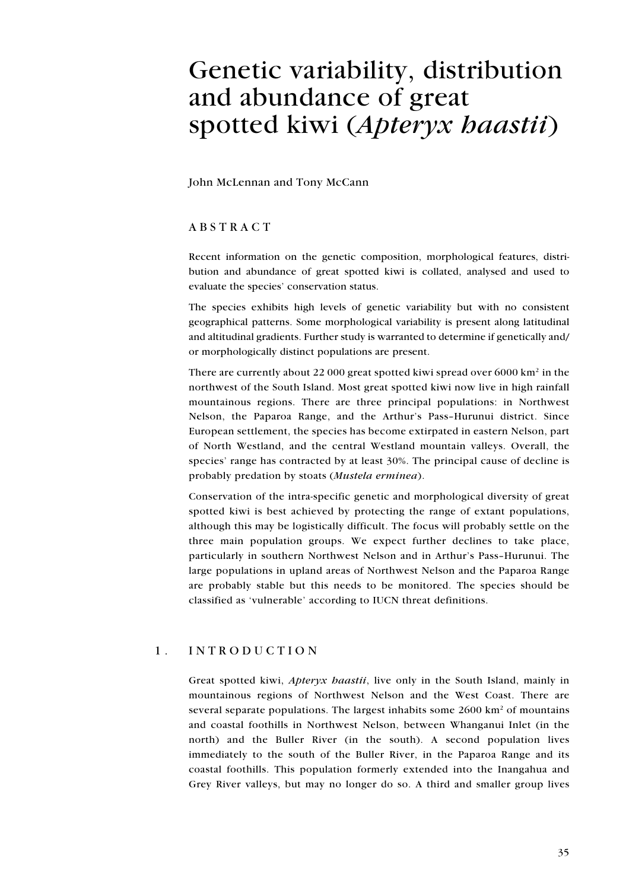# Genetic variability, distribution and abundance of great spotted kiwi (*Apteryx haastii*)

John McLennan and Tony McCann

## ABSTRACT

Recent information on the genetic composition, morphological features, distribution and abundance of great spotted kiwi is collated, analysed and used to evaluate the species' conservation status.

The species exhibits high levels of genetic variability but with no consistent geographical patterns. Some morphological variability is present along latitudinal and altitudinal gradients. Further study is warranted to determine if genetically and/or morphologically distinct populations are present.

There are currently about 22 000 great spotted kiwi spread over 6000 km$^2$ in the northwest of the South Island. Most great spotted kiwi now live in high rainfall mountainous regions. There are three principal populations: in Northwest Nelson, the Paparoa Range, and the Arthur's Pass–Hurunui district. Since European settlement, the species has become extirpated in eastern Nelson, part of North Westland, and the central Westland mountain valleys. Overall, the species' range has contracted by at least 30%. The principal cause of decline is probably predation by stoats (*Mustela erminea*).

Conservation of the intra-specific genetic and morphological diversity of great spotted kiwi is best achieved by protecting the range of extant populations, although this may be logistically difficult. The focus will probably settle on the three main population groups. We expect further declines to take place, particularly in southern Northwest Nelson and in Arthur's Pass–Hurunui. The large populations in upland areas of Northwest Nelson and the Paparoa Range are probably stable but this needs to be monitored. The species should be classified as 'vulnerable' according to IUCN threat definitions.

## 1. INTRODUCTION

Great spotted kiwi, *Apteryx haastii*, live only in the South Island, mainly in mountainous regions of Northwest Nelson and the West Coast. There are several separate populations. The largest inhabits some 2600 km$^2$ of mountains and coastal foothills in Northwest Nelson, between Whanganui Inlet (in the north) and the Buller River (in the south). A second population lives immediately to the south of the Buller River, in the Paparoa Range and its coastal foothills. This population formerly extended into the Inangahua and Grey River valleys, but may no longer do so. A third and smaller group lives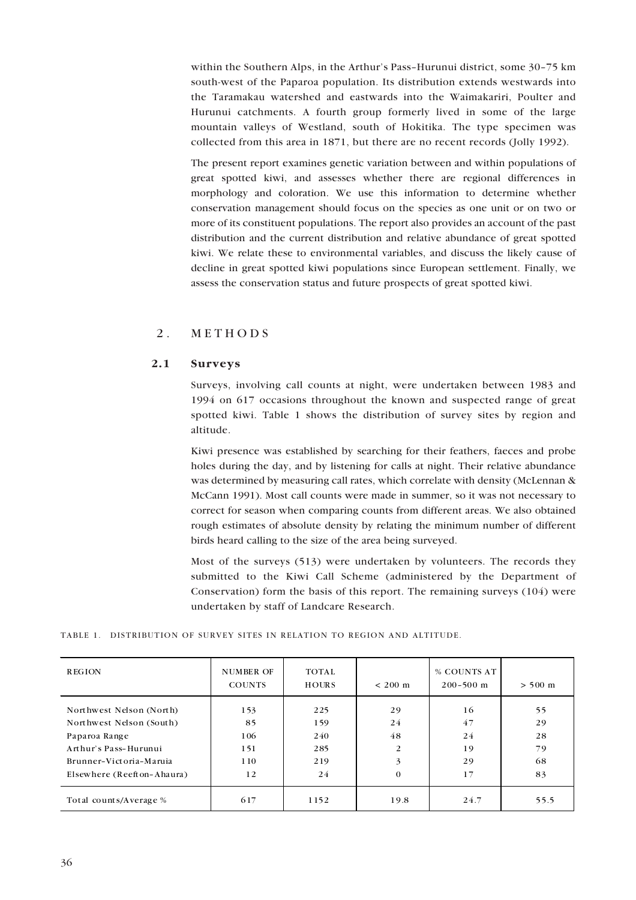within the Southern Alps, in the Arthur's Pass–Hurunui district, some 30–75 km south-west of the Paparoa population. Its distribution extends westwards into the Taramakau watershed and eastwards into the Waimakariri, Poulter and Hurunui catchments. A fourth group formerly lived in some of the large mountain valleys of Westland, south of Hokitika. The type specimen was collected from this area in 1871, but there are no recent records (Jolly 1992).

The present report examines genetic variation between and within populations of great spotted kiwi, and assesses whether there are regional differences in morphology and coloration. We use this information to determine whether conservation management should focus on the species as one unit or on two or more of its constituent populations. The report also provides an account of the past distribution and the current distribution and relative abundance of great spotted kiwi. We relate these to environmental variables, and discuss the likely cause of decline in great spotted kiwi populations since European settlement. Finally, we assess the conservation status and future prospects of great spotted kiwi.

## 2. METHODS

### 2.1 Surveys

Surveys, involving call counts at night, were undertaken between 1983 and 1994 on 617 occasions throughout the known and suspected range of great spotted kiwi. Table 1 shows the distribution of survey sites by region and altitude.

Kiwi presence was established by searching for their feathers, faeces and probe holes during the day, and by listening for calls at night. Their relative abundance was determined by measuring call rates, which correlate with density (McLennan & McCann 1991). Most call counts were made in summer, so it was not necessary to correct for season when comparing counts from different areas. We also obtained rough estimates of absolute density by relating the minimum number of different birds heard calling to the size of the area being surveyed.

Most of the surveys (513) were undertaken by volunteers. The records they submitted to the Kiwi Call Scheme (administered by the Department of Conservation) form the basis of this report. The remaining surveys (104) were undertaken by staff of Landcare Research.

TABLE 1. DISTRIBUTION OF SURVEY SITES IN RELATION TO REGION AND ALTITUDE.

| REGION | NUMBER OF COUNTS | TOTAL HOURS | % COUNTS AT < 200 m | 200–500 m | > 500 m |
|---|---|---|---|---|---|
| Northwest Nelson (North) | 153 | 225 | 29 | 16 | 55 |
| Northwest Nelson (South) | 85 | 159 | 24 | 47 | 29 |
| Paparoa Range | 106 | 240 | 48 | 24 | 28 |
| Arthur's Pass–Hurunui | 151 | 285 | 2 | 19 | 79 |
| Brunner–Victoria–Maruia | 110 | 219 | 3 | 29 | 68 |
| Elsewhere (Reefton–Ahaura) | 12 | 24 | 0 | 17 | 83 |
| Total counts/Average % | 617 | 1152 | 19.8 | 24.7 | 55.5 |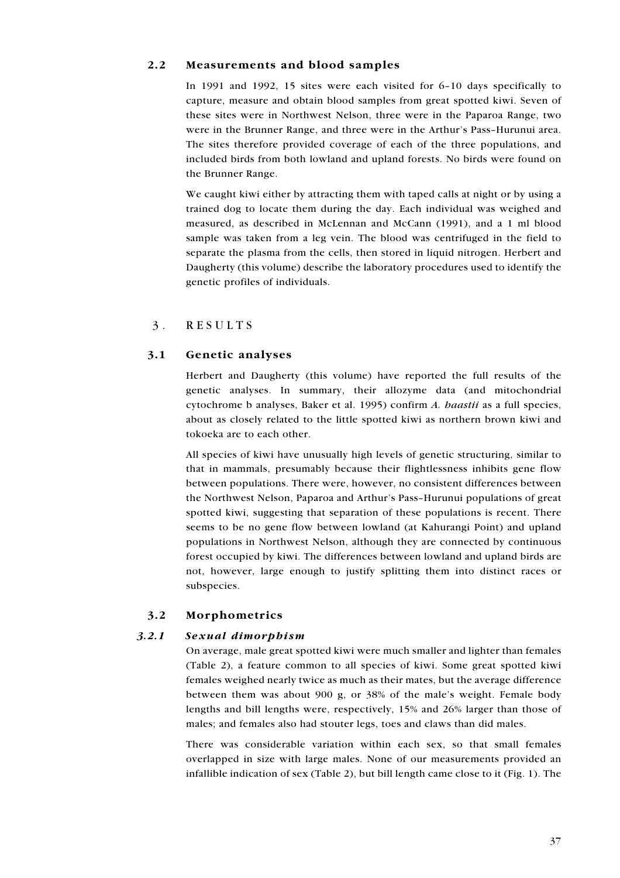## 2.2 Measurements and blood samples

In 1991 and 1992, 15 sites were each visited for 6–10 days specifically to capture, measure and obtain blood samples from great spotted kiwi. Seven of these sites were in Northwest Nelson, three were in the Paparoa Range, two were in the Brunner Range, and three were in the Arthur's Pass–Hurunui area. The sites therefore provided coverage of each of the three populations, and included birds from both lowland and upland forests. No birds were found on the Brunner Range.

We caught kiwi either by attracting them with taped calls at night or by using a trained dog to locate them during the day. Each individual was weighed and measured, as described in McLennan and McCann (1991), and a 1 ml blood sample was taken from a leg vein. The blood was centrifuged in the field to separate the plasma from the cells, then stored in liquid nitrogen. Herbert and Daugherty (this volume) describe the laboratory procedures used to identify the genetic profiles of individuals.

# 3. RESULTS

## 3.1 Genetic analyses

Herbert and Daugherty (this volume) have reported the full results of the genetic analyses. In summary, their allozyme data (and mitochondrial cytochrome b analyses, Baker et al. 1995) confirm *A. haastii* as a full species, about as closely related to the little spotted kiwi as northern brown kiwi and tokoeka are to each other.

All species of kiwi have unusually high levels of genetic structuring, similar to that in mammals, presumably because their flightlessness inhibits gene flow between populations. There were, however, no consistent differences between the Northwest Nelson, Paparoa and Arthur's Pass–Hurunui populations of great spotted kiwi, suggesting that separation of these populations is recent. There seems to be no gene flow between lowland (at Kahurangi Point) and upland populations in Northwest Nelson, although they are connected by continuous forest occupied by kiwi. The differences between lowland and upland birds are not, however, large enough to justify splitting them into distinct races or subspecies.

## 3.2 Morphometrics

### 3.2.1 *Sexual dimorphism*

On average, male great spotted kiwi were much smaller and lighter than females (Table 2), a feature common to all species of kiwi. Some great spotted kiwi females weighed nearly twice as much as their mates, but the average difference between them was about 900 g, or 38% of the male's weight. Female body lengths and bill lengths were, respectively, 15% and 26% larger than those of males; and females also had stouter legs, toes and claws than did males.

There was considerable variation within each sex, so that small females overlapped in size with large males. None of our measurements provided an infallible indication of sex (Table 2), but bill length came close to it (Fig. 1). The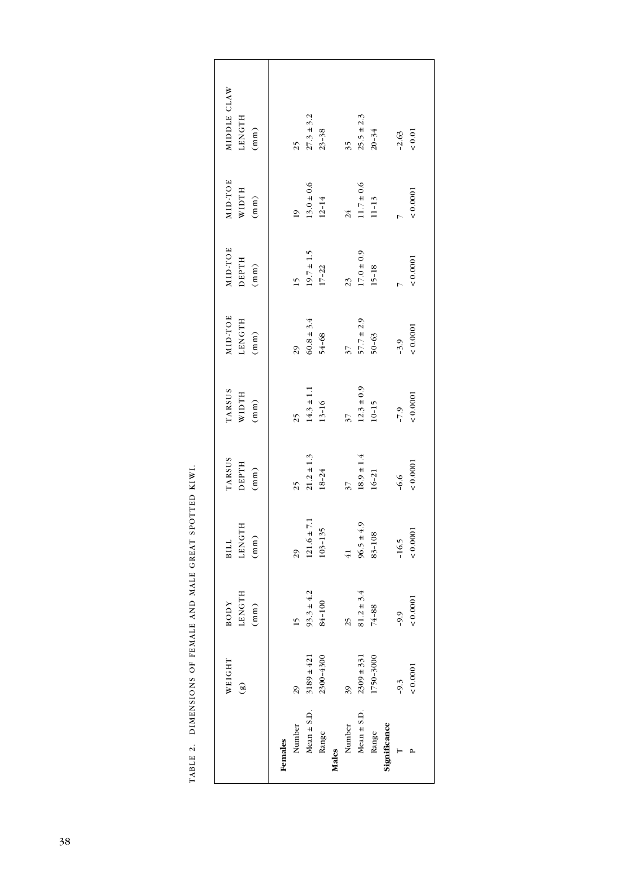TABLE 2. DIMENSIONS OF FEMALE AND MALE GREAT SPOTTED KIWI.

| | WEIGHT (g) | BODY LENGTH (mm) | BILL LENGTH (mm) | TARSUS DEPTH (mm) | TARSUS WIDTH (mm) | MID-TOE LENGTH (mm) | MID-TOE DEPTH (mm) | MID-TOE WIDTH (mm) | MIDDLE CLAW LENGTH (mm) |
|---|---|---|---|---|---|---|---|---|---|
| **Females** | | | | | | | | | |
| Number | 29 | 15 | 29 | 25 | 25 | 29 | 15 | 19 | 25 |
| Mean ± S.D. | 3189 ± 421 | 93.3 ± 4.2 | 121.6 ± 7.1 | 21.2 ± 1.3 | 14.3 ± 1.1 | 60.8 ± 3.4 | 19.7 ± 1.5 | 13.0 ± 0.6 | 27.3 ± 3.2 |
| Range | 2300–4300 | 84–100 | 103–135 | 18–24 | 13–16 | 54–68 | 17–22 | 12–14 | 23–38 |
| **Males** | | | | | | | | | |
| Number | 39 | 25 | 41 | 37 | 37 | 37 | 23 | 24 | 35 |
| Mean ± S.D. | 2309 ± 331 | 81.2 ± 3.4 | 96.5 ± 4.9 | 18.9 ± 1.4 | 12.3 ± 0.9 | 57.7 ± 2.9 | 17.0 ± 0.9 | 11.7 ± 0.6 | 25.5 ± 2.3 |
| Range | 1750–3000 | 74–88 | 83–108 | 16–21 | 10–15 | 50–63 | 15–18 | 11–13 | 20–34 |
| **Significance** | | | | | | | | | |
| T | -9.3 | -9.9 | -16.5 | -6.6 | -7.9 | -3.9 | 7 | 7 | -2.63 |
| P | < 0.0001 | < 0.0001 | < 0.0001 | < 0.0001 | < 0.0001 | < 0.0001 | < 0.0001 | < 0.0001 | < 0.01 |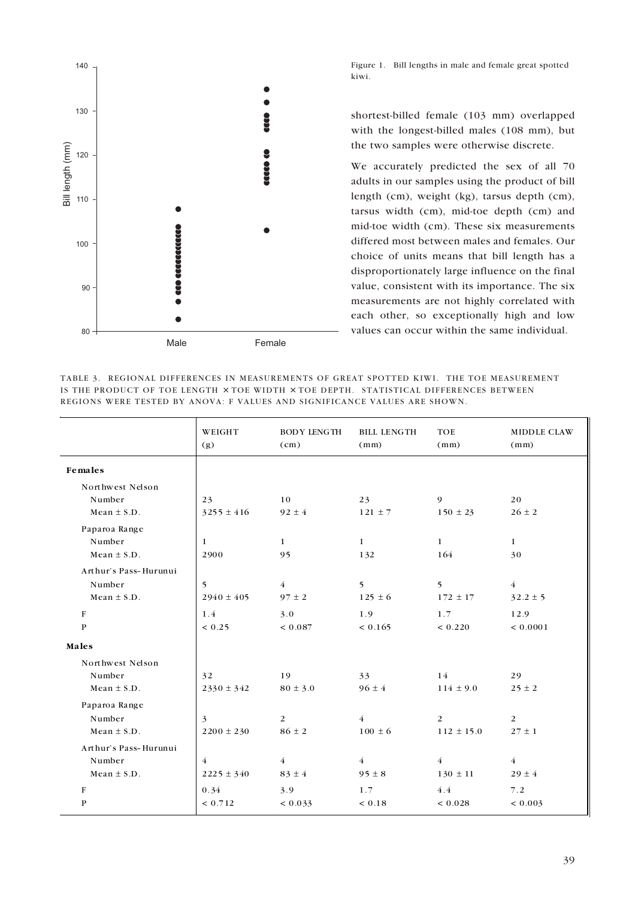140
130
120
110
100
90
80

Bill length (mm)

Male

Female

Figure 1. Bill lengths in male and female great spotted kiwi.

shortest-billed female (103 mm) overlapped with the longest-billed males (108 mm), but the two samples were otherwise discrete.

We accurately predicted the sex of all 70 adults in our samples using the product of bill length (cm), weight (kg), tarsus depth (cm), tarsus width (cm), mid-toe depth (cm) and mid-toe width (cm). These six measurements differed most between males and females. Our choice of units means that bill length has a disproportionately large influence on the final value, consistent with its importance. The six measurements are not highly correlated with each other, so exceptionally high and low values can occur within the same individual.

TABLE 3. REGIONAL DIFFERENCES IN MEASUREMENTS OF GREAT SPOTTED KIWI. THE TOE MEASUREMENT IS THE PRODUCT OF TOE LENGTH × TOE WIDTH × TOE DEPTH. STATISTICAL DIFFERENCES BETWEEN REGIONS WERE TESTED BY ANOVA: F VALUES AND SIGNIFICANCE VALUES ARE SHOWN.

| | WEIGHT (g) | BODY LENGTH (cm) | BILL LENGTH (mm) | TOE (mm) | MIDDLE CLAW (mm) |
|---|---|---|---|---|---|
| **Females** | | | | | |
| Northwest Nelson | | | | | |
| Number | 23 | 10 | 23 | 9 | 20 |
| Mean ± S.D. | 3255 ± 416 | 92 ± 4 | 121 ± 7 | 150 ± 23 | 26 ± 2 |
| Paparoa Range | | | | | |
| Number | 1 | 1 | 1 | 1 | 1 |
| Mean ± S.D. | 2900 | 95 | 132 | 164 | 30 |
| Arthur's Pass–Hurunui | | | | | |
| Number | 5 | 4 | 5 | 5 | 4 |
| Mean ± S.D. | 2940 ± 405 | 97 ± 2 | 125 ± 6 | 172 ± 17 | 32.2 ± 5 |
| F | 1.4 | 3.0 | 1.9 | 1.7 | 12.9 |
| P | < 0.25 | < 0.087 | < 0.165 | < 0.220 | < 0.0001 |
| **Males** | | | | | |
| Northwest Nelson | | | | | |
| Number | 32 | 19 | 33 | 14 | 29 |
| Mean ± S.D. | 2330 ± 342 | 80 ± 3.0 | 96 ± 4 | 114 ± 9.0 | 25 ± 2 |
| Paparoa Range | | | | | |
| Number | 3 | 2 | 4 | 2 | 2 |
| Mean ± S.D. | 2200 ± 230 | 86 ± 2 | 100 ± 6 | 112 ± 15.0 | 27 ± 1 |
| Arthur's Pass–Hurunui | | | | | |
| Number | 4 | 4 | 4 | 4 | 4 |
| Mean ± S.D. | 2225 ± 340 | 83 ± 4 | 95 ± 8 | 130 ± 11 | 29 ± 4 |
| F | 0.34 | 3.9 | 1.7 | 4.4 | 7.2 |
| P | < 0.712 | < 0.033 | < 0.18 | < 0.028 | < 0.003 |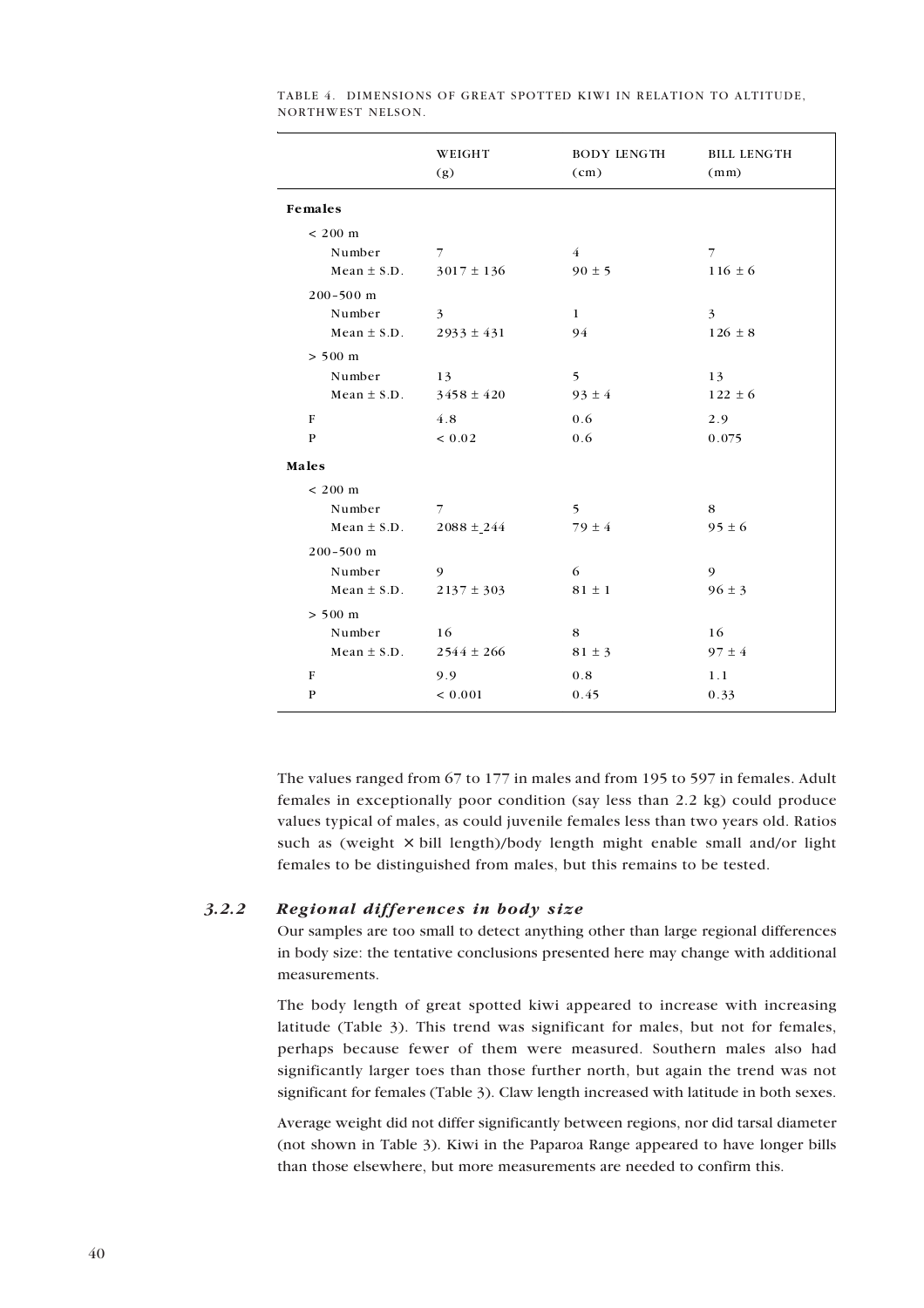TABLE 4. DIMENSIONS OF GREAT SPOTTED KIWI IN RELATION TO ALTITUDE, NORTHWEST NELSON.

| | WEIGHT (g) | BODY LENGTH (cm) | BILL LENGTH (mm) |
|---|---|---|---|
| **Females** | | | |
| < 200 m | | | |
| Number | 7 | 4 | 7 |
| Mean ± S.D. | 3017 ± 136 | 90 ± 5 | 116 ± 6 |
| 200–500 m | | | |
| Number | 3 | 1 | 3 |
| Mean ± S.D. | 2933 ± 431 | 94 | 126 ± 8 |
| > 500 m | | | |
| Number | 13 | 5 | 13 |
| Mean ± S.D. | 3458 ± 420 | 93 ± 4 | 122 ± 6 |
| F | 4.8 | 0.6 | 2.9 |
| P | < 0.02 | 0.6 | 0.075 |
| **Males** | | | |
| < 200 m | | | |
| Number | 7 | 5 | 8 |
| Mean ± S.D. | 2088 ± 244 | 79 ± 4 | 95 ± 6 |
| 200–500 m | | | |
| Number | 9 | 6 | 9 |
| Mean ± S.D. | 2137 ± 303 | 81 ± 1 | 96 ± 3 |
| > 500 m | | | |
| Number | 16 | 8 | 16 |
| Mean ± S.D. | 2544 ± 266 | 81 ± 3 | 97 ± 4 |
| F | 9.9 | 0.8 | 1.1 |
| P | < 0.001 | 0.45 | 0.33 |

The values ranged from 67 to 177 in males and from 195 to 597 in females. Adult females in exceptionally poor condition (say less than 2.2 kg) could produce values typical of males, as could juvenile females less than two years old. Ratios such as (weight × bill length)/body length might enable small and/or light females to be distinguished from males, but this remains to be tested.

### 3.2.2 *Regional differences in body size*

Our samples are too small to detect anything other than large regional differences in body size: the tentative conclusions presented here may change with additional measurements.

The body length of great spotted kiwi appeared to increase with increasing latitude (Table 3). This trend was significant for males, but not for females, perhaps because fewer of them were measured. Southern males also had significantly larger toes than those further north, but again the trend was not significant for females (Table 3). Claw length increased with latitude in both sexes.

Average weight did not differ significantly between regions, nor did tarsal diameter (not shown in Table 3). Kiwi in the Paparoa Range appeared to have longer bills than those elsewhere, but more measurements are needed to confirm this.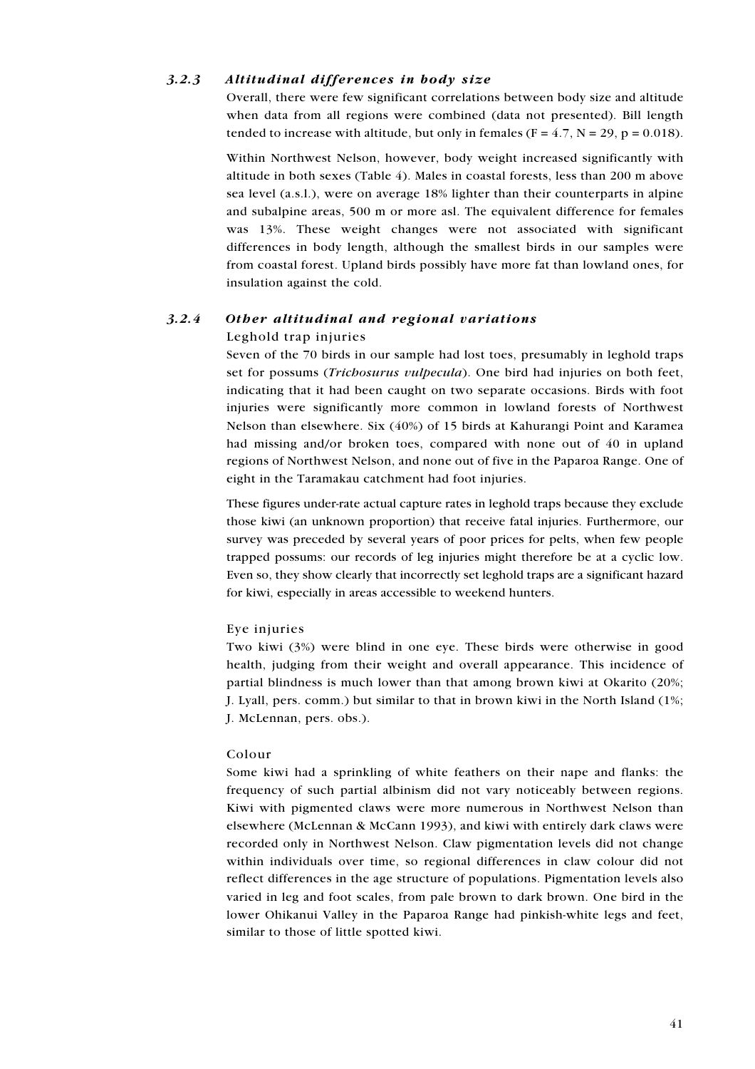### *3.2.3 Altitudinal differences in body size*

Overall, there were few significant correlations between body size and altitude when data from all regions were combined (data not presented). Bill length tended to increase with altitude, but only in females ($F = 4.7$, $N = 29$, $p = 0.018$).

Within Northwest Nelson, however, body weight increased significantly with altitude in both sexes (Table 4). Males in coastal forests, less than 200 m above sea level (a.s.l.), were on average 18% lighter than their counterparts in alpine and subalpine areas, 500 m or more asl. The equivalent difference for females was 13%. These weight changes were not associated with significant differences in body length, although the smallest birds in our samples were from coastal forest. Upland birds possibly have more fat than lowland ones, for insulation against the cold.

### *3.2.4 Other altitudinal and regional variations*

#### Leghold trap injuries

Seven of the 70 birds in our sample had lost toes, presumably in leghold traps set for possums (*Trichosurus vulpecula*). One bird had injuries on both feet, indicating that it had been caught on two separate occasions. Birds with foot injuries were significantly more common in lowland forests of Northwest Nelson than elsewhere. Six (40%) of 15 birds at Kahurangi Point and Karamea had missing and/or broken toes, compared with none out of 40 in upland regions of Northwest Nelson, and none out of five in the Paparoa Range. One of eight in the Taramakau catchment had foot injuries.

These figures under-rate actual capture rates in leghold traps because they exclude those kiwi (an unknown proportion) that receive fatal injuries. Furthermore, our survey was preceded by several years of poor prices for pelts, when few people trapped possums: our records of leg injuries might therefore be at a cyclic low. Even so, they show clearly that incorrectly set leghold traps are a significant hazard for kiwi, especially in areas accessible to weekend hunters.

#### Eye injuries

Two kiwi (3%) were blind in one eye. These birds were otherwise in good health, judging from their weight and overall appearance. This incidence of partial blindness is much lower than that among brown kiwi at Okarito (20%; J. Lyall, pers. comm.) but similar to that in brown kiwi in the North Island (1%; J. McLennan, pers. obs.).

#### Colour

Some kiwi had a sprinkling of white feathers on their nape and flanks: the frequency of such partial albinism did not vary noticeably between regions. Kiwi with pigmented claws were more numerous in Northwest Nelson than elsewhere (McLennan & McCann 1993), and kiwi with entirely dark claws were recorded only in Northwest Nelson. Claw pigmentation levels did not change within individuals over time, so regional differences in claw colour did not reflect differences in the age structure of populations. Pigmentation levels also varied in leg and foot scales, from pale brown to dark brown. One bird in the lower Ohikanui Valley in the Paparoa Range had pinkish-white legs and feet, similar to those of little spotted kiwi.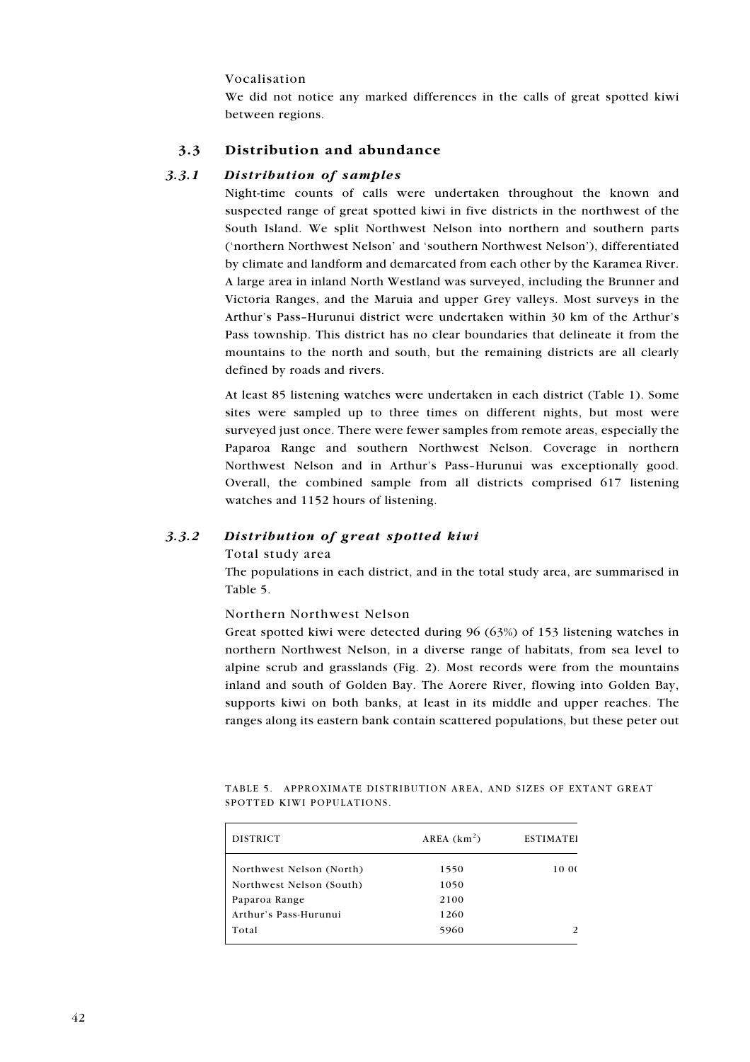Vocalisation

We did not notice any marked differences in the calls of great spotted kiwi between regions.

## 3.3 Distribution and abundance

### *3.3.1 Distribution of samples*

Night-time counts of calls were undertaken throughout the known and suspected range of great spotted kiwi in five districts in the northwest of the South Island. We split Northwest Nelson into northern and southern parts ('northern Northwest Nelson' and 'southern Northwest Nelson'), differentiated by climate and landform and demarcated from each other by the Karamea River. A large area in inland North Westland was surveyed, including the Brunner and Victoria Ranges, and the Maruia and upper Grey valleys. Most surveys in the Arthur's Pass–Hurunui district were undertaken within 30 km of the Arthur's Pass township. This district has no clear boundaries that delineate it from the mountains to the north and south, but the remaining districts are all clearly defined by roads and rivers.

At least 85 listening watches were undertaken in each district (Table 1). Some sites were sampled up to three times on different nights, but most were surveyed just once. There were fewer samples from remote areas, especially the Paparoa Range and southern Northwest Nelson. Coverage in northern Northwest Nelson and in Arthur's Pass–Hurunui was exceptionally good. Overall, the combined sample from all districts comprised 617 listening watches and 1152 hours of listening.

### *3.3.2 Distribution of great spotted kiwi*

Total study area

The populations in each district, and in the total study area, are summarised in Table 5.

Northern Northwest Nelson

Great spotted kiwi were detected during 96 (63%) of 153 listening watches in northern Northwest Nelson, in a diverse range of habitats, from sea level to alpine scrub and grasslands (Fig. 2). Most records were from the mountains inland and south of Golden Bay. The Aorere River, flowing into Golden Bay, supports kiwi on both banks, at least in its middle and upper reaches. The ranges along its eastern bank contain scattered populations, but these peter out

TABLE 5. APPROXIMATE DISTRIBUTION AREA, AND SIZES OF EXTANT GREAT SPOTTED KIWI POPULATIONS.

| DISTRICT | AREA ($km^2$) | ESTIMATEI |
|---|---|---|
| Northwest Nelson (North) | 1550 | 10 0( |
| Northwest Nelson (South) | 1050 | |
| Paparoa Range | 2100 | |
| Arthur's Pass-Hurunui | 1260 | |
| Total | 5960 | 2 |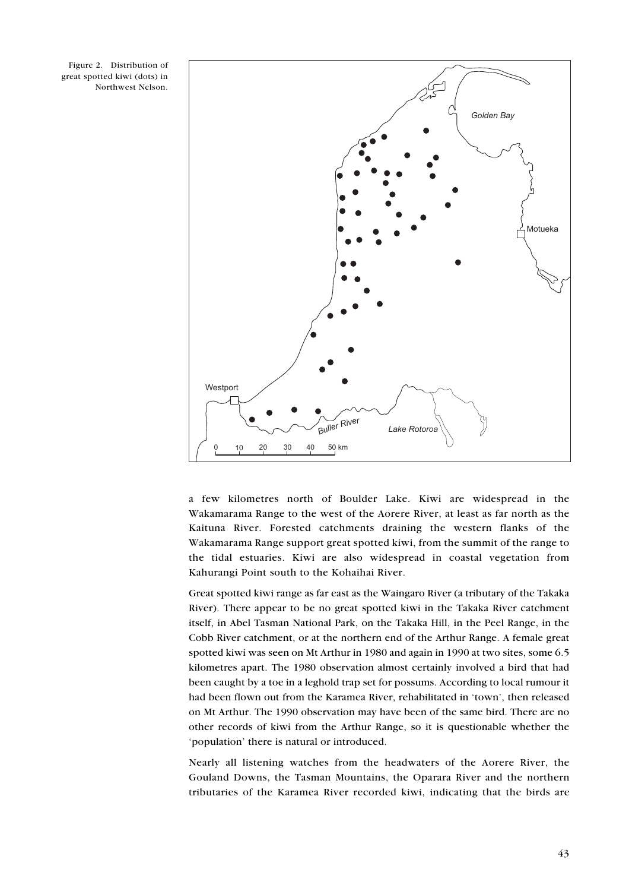Figure 2. Distribution of great spotted kiwi (dots) in Northwest Nelson.

Golden Bay

Motueka

Westport

Buller River

Lake Rotoroa

0 10 20 30 40 50 km

a few kilometres north of Boulder Lake. Kiwi are widespread in the Wakamarama Range to the west of the Aorere River, at least as far north as the Kaituna River. Forested catchments draining the western flanks of the Wakamarama Range support great spotted kiwi, from the summit of the range to the tidal estuaries. Kiwi are also widespread in coastal vegetation from Kahurangi Point south to the Kohaihai River.

Great spotted kiwi range as far east as the Waingaro River (a tributary of the Takaka River). There appear to be no great spotted kiwi in the Takaka River catchment itself, in Abel Tasman National Park, on the Takaka Hill, in the Peel Range, in the Cobb River catchment, or at the northern end of the Arthur Range. A female great spotted kiwi was seen on Mt Arthur in 1980 and again in 1990 at two sites, some 6.5 kilometres apart. The 1980 observation almost certainly involved a bird that had been caught by a toe in a leghold trap set for possums. According to local rumour it had been flown out from the Karamea River, rehabilitated in 'town', then released on Mt Arthur. The 1990 observation may have been of the same bird. There are no other records of kiwi from the Arthur Range, so it is questionable whether the 'population' there is natural or introduced.

Nearly all listening watches from the headwaters of the Aorere River, the Gouland Downs, the Tasman Mountains, the Oparara River and the northern tributaries of the Karamea River recorded kiwi, indicating that the birds are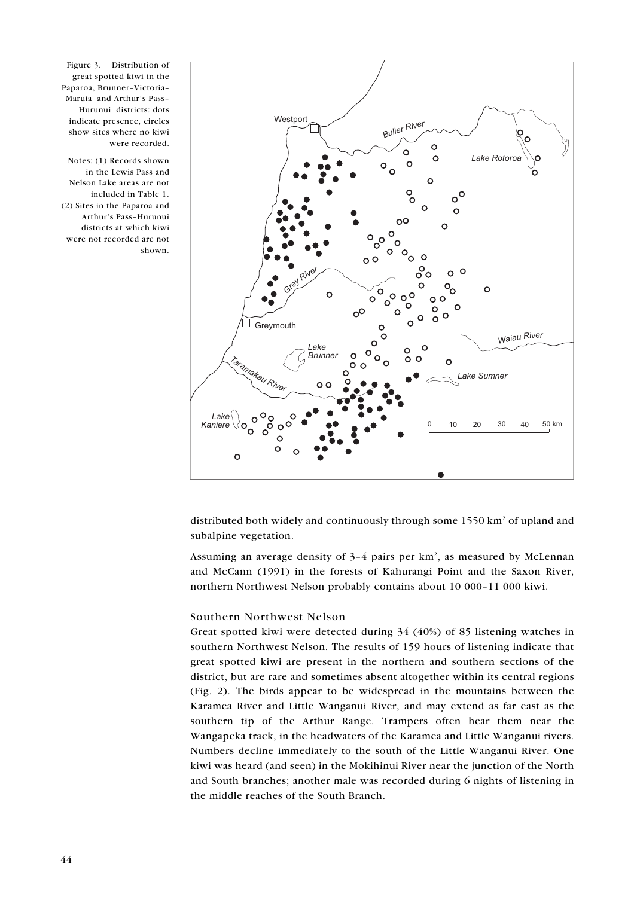Figure 3. Distribution of great spotted kiwi in the Paparoa, Brunner–Victoria–Maruia and Arthur's Pass–Hurunui districts: dots indicate presence, circles show sites where no kiwi were recorded.

Notes: (1) Records shown in the Lewis Pass and Nelson Lake areas are not included in Table 1. (2) Sites in the Paparoa and Arthur's Pass–Hurunui districts at which kiwi were not recorded are not shown.

Westport
Buller River
Lake Rotoroa
Grey River
Greymouth
Waiau River
Lake Brunner
Taramakau River
Lake Sumner
Lake Kaniere
0 10 20 30 40 50 km

distributed both widely and continuously through some 1550 km$^2$ of upland and subalpine vegetation.

Assuming an average density of 3–4 pairs per km$^2$, as measured by McLennan and McCann (1991) in the forests of Kahurangi Point and the Saxon River, northern Northwest Nelson probably contains about 10 000–11 000 kiwi.

### Southern Northwest Nelson

Great spotted kiwi were detected during 34 (40%) of 85 listening watches in southern Northwest Nelson. The results of 159 hours of listening indicate that great spotted kiwi are present in the northern and southern sections of the district, but are rare and sometimes absent altogether within its central regions (Fig. 2). The birds appear to be widespread in the mountains between the Karamea River and Little Wanganui River, and may extend as far east as the southern tip of the Arthur Range. Trampers often hear them near the Wangapeka track, in the headwaters of the Karamea and Little Wanganui rivers. Numbers decline immediately to the south of the Little Wanganui River. One kiwi was heard (and seen) in the Mokihinui River near the junction of the North and South branches; another male was recorded during 6 nights of listening in the middle reaches of the South Branch.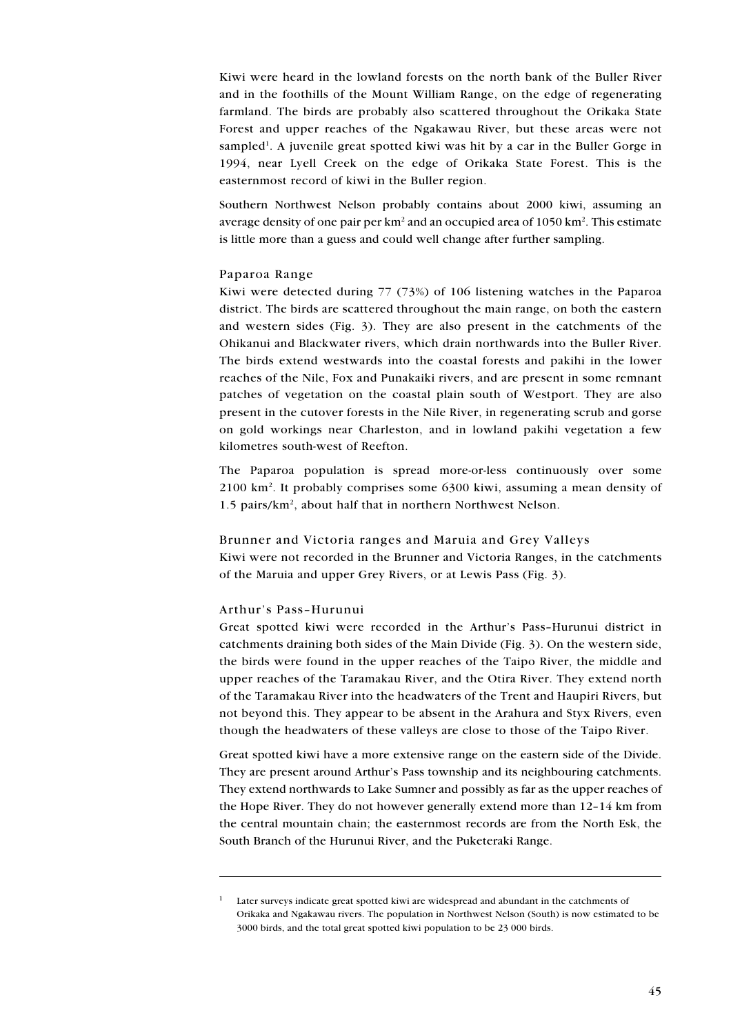Kiwi were heard in the lowland forests on the north bank of the Buller River and in the foothills of the Mount William Range, on the edge of regenerating farmland. The birds are probably also scattered throughout the Orikaka State Forest and upper reaches of the Ngakawau River, but these areas were not sampled[1]. A juvenile great spotted kiwi was hit by a car in the Buller Gorge in 1994, near Lyell Creek on the edge of Orikaka State Forest. This is the easternmost record of kiwi in the Buller region.

Southern Northwest Nelson probably contains about 2000 kiwi, assuming an average density of one pair per km$^2$ and an occupied area of 1050 km$^2$. This estimate is little more than a guess and could well change after further sampling.

### Paparoa Range

Kiwi were detected during 77 (73%) of 106 listening watches in the Paparoa district. The birds are scattered throughout the main range, on both the eastern and western sides (Fig. 3). They are also present in the catchments of the Ohikanui and Blackwater rivers, which drain northwards into the Buller River. The birds extend westwards into the coastal forests and pakihi in the lower reaches of the Nile, Fox and Punakaiki rivers, and are present in some remnant patches of vegetation on the coastal plain south of Westport. They are also present in the cutover forests in the Nile River, in regenerating scrub and gorse on gold workings near Charleston, and in lowland pakihi vegetation a few kilometres south-west of Reefton.

The Paparoa population is spread more-or-less continuously over some 2100 km$^2$. It probably comprises some 6300 kiwi, assuming a mean density of 1.5 pairs/km$^2$, about half that in northern Northwest Nelson.

### Brunner and Victoria ranges and Maruia and Grey Valleys

Kiwi were not recorded in the Brunner and Victoria Ranges, in the catchments of the Maruia and upper Grey Rivers, or at Lewis Pass (Fig. 3).

### Arthur's Pass–Hurunui

Great spotted kiwi were recorded in the Arthur's Pass–Hurunui district in catchments draining both sides of the Main Divide (Fig. 3). On the western side, the birds were found in the upper reaches of the Taipo River, the middle and upper reaches of the Taramakau River, and the Otira River. They extend north of the Taramakau River into the headwaters of the Trent and Haupiri Rivers, but not beyond this. They appear to be absent in the Arahura and Styx Rivers, even though the headwaters of these valleys are close to those of the Taipo River.

Great spotted kiwi have a more extensive range on the eastern side of the Divide. They are present around Arthur's Pass township and its neighbouring catchments. They extend northwards to Lake Sumner and possibly as far as the upper reaches of the Hope River. They do not however generally extend more than 12–14 km from the central mountain chain; the easternmost records are from the North Esk, the South Branch of the Hurunui River, and the Puketeraki Range.

---

[1] Later surveys indicate great spotted kiwi are widespread and abundant in the catchments of Orikaka and Ngakawau rivers. The population in Northwest Nelson (South) is now estimated to be 3000 birds, and the total great spotted kiwi population to be 23 000 birds.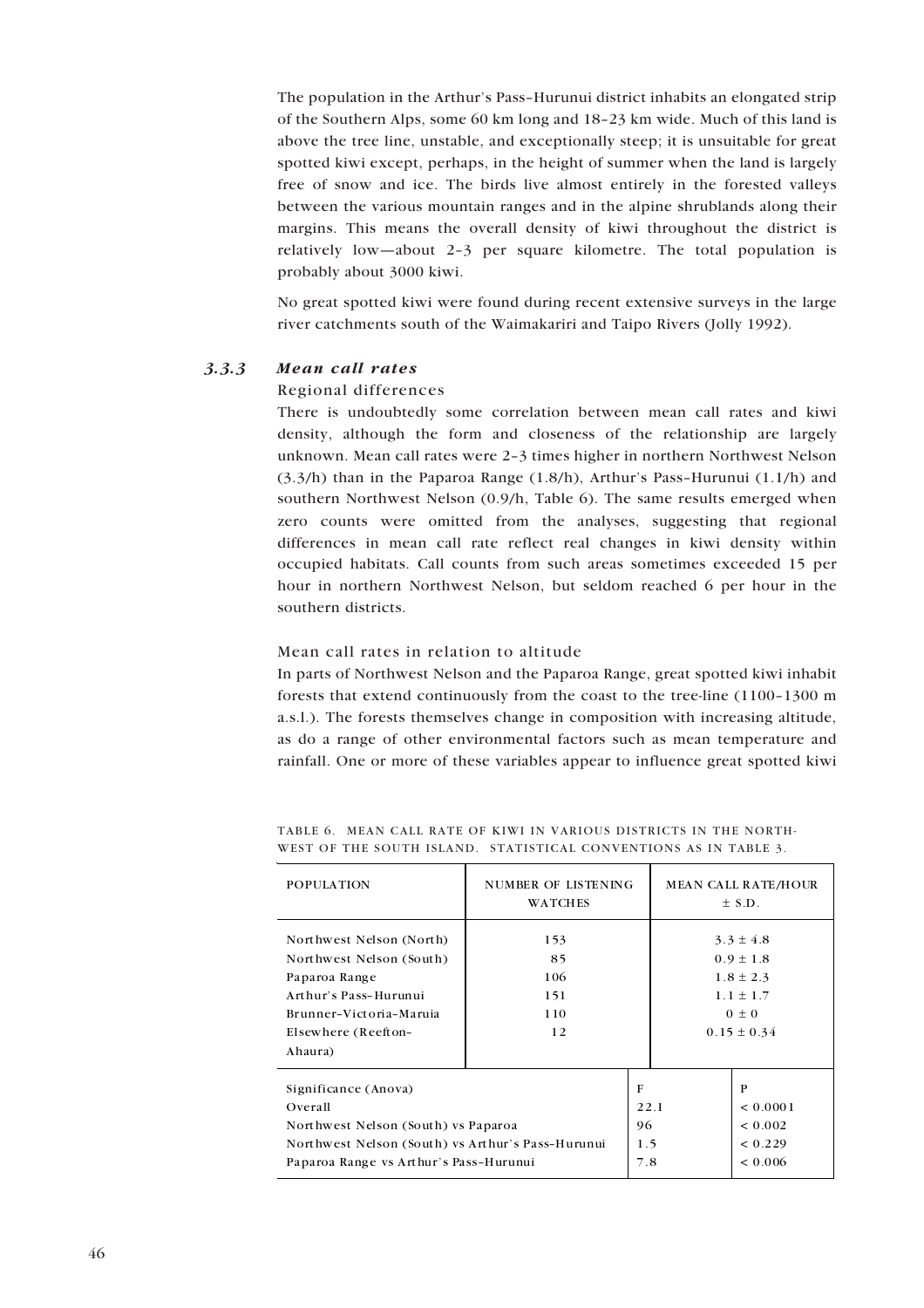The population in the Arthur's Pass–Hurunui district inhabits an elongated strip of the Southern Alps, some 60 km long and 18–23 km wide. Much of this land is above the tree line, unstable, and exceptionally steep; it is unsuitable for great spotted kiwi except, perhaps, in the height of summer when the land is largely free of snow and ice. The birds live almost entirely in the forested valleys between the various mountain ranges and in the alpine shrublands along their margins. This means the overall density of kiwi throughout the district is relatively low—about 2–3 per square kilometre. The total population is probably about 3000 kiwi.

No great spotted kiwi were found during recent extensive surveys in the large river catchments south of the Waimakariri and Taipo Rivers (Jolly 1992).

### 3.3.3 *Mean call rates*

Regional differences

There is undoubtedly some correlation between mean call rates and kiwi density, although the form and closeness of the relationship are largely unknown. Mean call rates were 2–3 times higher in northern Northwest Nelson (3.3/h) than in the Paparoa Range (1.8/h), Arthur's Pass–Hurunui (1.1/h) and southern Northwest Nelson (0.9/h, Table 6). The same results emerged when zero counts were omitted from the analyses, suggesting that regional differences in mean call rate reflect real changes in kiwi density within occupied habitats. Call counts from such areas sometimes exceeded 15 per hour in northern Northwest Nelson, but seldom reached 6 per hour in the southern districts.

Mean call rates in relation to altitude

In parts of Northwest Nelson and the Paparoa Range, great spotted kiwi inhabit forests that extend continuously from the coast to the tree-line (1100–1300 m a.s.l.). The forests themselves change in composition with increasing altitude, as do a range of other environmental factors such as mean temperature and rainfall. One or more of these variables appear to influence great spotted kiwi

TABLE 6. MEAN CALL RATE OF KIWI IN VARIOUS DISTRICTS IN THE NORTH-WEST OF THE SOUTH ISLAND. STATISTICAL CONVENTIONS AS IN TABLE 3.

| POPULATION | NUMBER OF LISTENING WATCHES | MEAN CALL RATE/HOUR ± S.D. |
|---|---|---|
| Northwest Nelson (North) | 153 | 3.3 ± 4.8 |
| Northwest Nelson (South) | 85 | 0.9 ± 1.8 |
| Paparoa Range | 106 | 1.8 ± 2.3 |
| Arthur's Pass–Hurunui | 151 | 1.1 ± 1.7 |
| Brunner–Victoria–Maruia | 110 | 0 ± 0 |
| Elsewhere (Reefton–Ahaura) | 12 | 0.15 ± 0.34 |

| Significance (Anova) | F | P |
|---|---|---|
| Overall | 22.1 | < 0.0001 |
| Northwest Nelson (South) vs Paparoa | 96 | < 0.002 |
| Northwest Nelson (South) vs Arthur's Pass–Hurunui | 1.5 | < 0.229 |
| Paparoa Range vs Arthur's Pass–Hurunui | 7.8 | < 0.006 |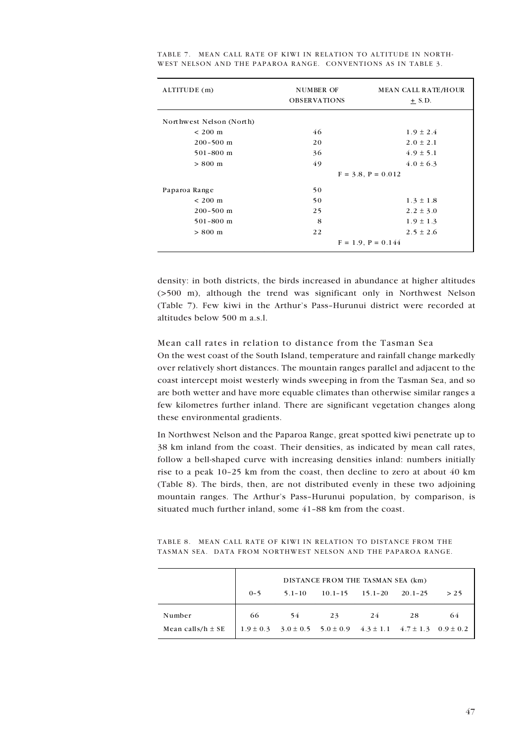TABLE 7. MEAN CALL RATE OF KIWI IN RELATION TO ALTITUDE IN NORTHWEST NELSON AND THE PAPAROA RANGE. CONVENTIONS AS IN TABLE 3.

| ALTITUDE (m) | NUMBER OF OBSERVATIONS | MEAN CALL RATE/HOUR ± S.D. |
|---|---|---|
| Northwest Nelson (North) | | |
| < 200 m | 46 | 1.9 ± 2.4 |
| 200–500 m | 20 | 2.0 ± 2.1 |
| 501–800 m | 36 | 4.9 ± 5.1 |
| > 800 m | 49 | 4.0 ± 6.3 |
| | F = 3.8, P = 0.012 | |
| Paparoa Range | 50 | |
| < 200 m | 50 | 1.3 ± 1.8 |
| 200–500 m | 25 | 2.2 ± 3.0 |
| 501–800 m | 8 | 1.9 ± 1.3 |
| > 800 m | 22 | 2.5 ± 2.6 |
| | F = 1.9, P = 0.144 | |

density: in both districts, the birds increased in abundance at higher altitudes (>500 m), although the trend was significant only in Northwest Nelson (Table 7). Few kiwi in the Arthur's Pass–Hurunui district were recorded at altitudes below 500 m a.s.l.

## Mean call rates in relation to distance from the Tasman Sea

On the west coast of the South Island, temperature and rainfall change markedly over relatively short distances. The mountain ranges parallel and adjacent to the coast intercept moist westerly winds sweeping in from the Tasman Sea, and so are both wetter and have more equable climates than otherwise similar ranges a few kilometres further inland. There are significant vegetation changes along these environmental gradients.

In Northwest Nelson and the Paparoa Range, great spotted kiwi penetrate up to 38 km inland from the coast. Their densities, as indicated by mean call rates, follow a bell-shaped curve with increasing densities inland: numbers initially rise to a peak 10–25 km from the coast, then decline to zero at about 40 km (Table 8). The birds, then, are not distributed evenly in these two adjoining mountain ranges. The Arthur's Pass–Hurunui population, by comparison, is situated much further inland, some 41–88 km from the coast.

TABLE 8. MEAN CALL RATE OF KIWI IN RELATION TO DISTANCE FROM THE TASMAN SEA. DATA FROM NORTHWEST NELSON AND THE PAPAROA RANGE.

| | DISTANCE FROM THE TASMAN SEA (km) | | | | | |
|---|---|---|---|---|---|---|
| | 0–5 | 5.1–10 | 10.1–15 | 15.1–20 | 20.1–25 | > 25 |
| Number | 66 | 54 | 23 | 24 | 28 | 64 |
| Mean calls/h ± SE | 1.9 ± 0.3 | 3.0 ± 0.5 | 5.0 ± 0.9 | 4.3 ± 1.1 | 4.7 ± 1.3 | 0.9 ± 0.2 |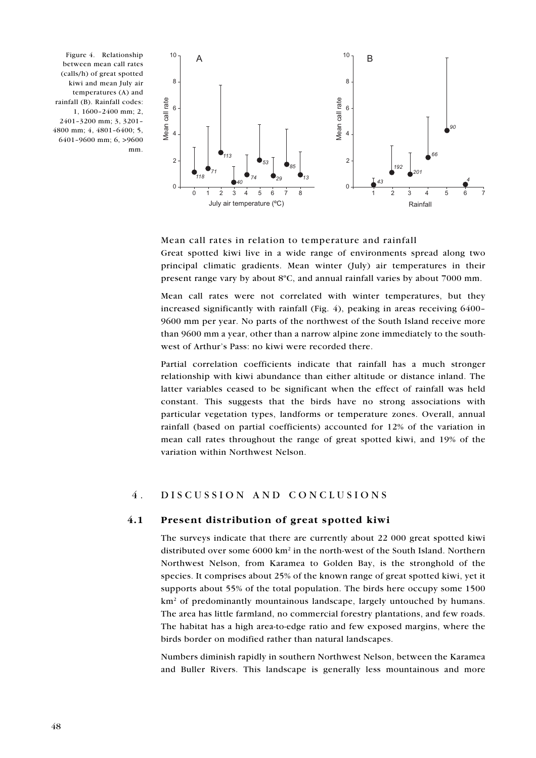Figure 4. Relationship between mean call rates (calls/h) of great spotted kiwi and mean July air temperatures (A) and rainfall (B). Rainfall codes: 1, 1600–2400 mm; 2, 2401–3200 mm; 3, 3201–4800 mm; 4, 4801–6400; 5, 6401–9600 mm; 6, >9600 mm.

A

Mean call rate

10
8
6
4
2
0

0 1 2 3 4 5 6 7 8

July air temperature (ºC)

118 71 113 40 74 53 29 85 13

B

Mean call rate

10
8
6
4
2
0

1 2 3 4 5 6 7

Rainfall

43 192 201 66 90 4

Mean call rates in relation to temperature and rainfall

Great spotted kiwi live in a wide range of environments spread along two principal climatic gradients. Mean winter (July) air temperatures in their present range vary by about 8ºC, and annual rainfall varies by about 7000 mm.

Mean call rates were not correlated with winter temperatures, but they increased significantly with rainfall (Fig. 4), peaking in areas receiving 6400–9600 mm per year. No parts of the northwest of the South Island receive more than 9600 mm a year, other than a narrow alpine zone immediately to the south-west of Arthur's Pass: no kiwi were recorded there.

Partial correlation coefficients indicate that rainfall has a much stronger relationship with kiwi abundance than either altitude or distance inland. The latter variables ceased to be significant when the effect of rainfall was held constant. This suggests that the birds have no strong associations with particular vegetation types, landforms or temperature zones. Overall, annual rainfall (based on partial coefficients) accounted for 12% of the variation in mean call rates throughout the range of great spotted kiwi, and 19% of the variation within Northwest Nelson.

# 4. DISCUSSION AND CONCLUSIONS

## 4.1 Present distribution of great spotted kiwi

The surveys indicate that there are currently about 22 000 great spotted kiwi distributed over some 6000 km² in the north-west of the South Island. Northern Northwest Nelson, from Karamea to Golden Bay, is the stronghold of the species. It comprises about 25% of the known range of great spotted kiwi, yet it supports about 55% of the total population. The birds here occupy some 1500 km² of predominantly mountainous landscape, largely untouched by humans. The area has little farmland, no commercial forestry plantations, and few roads. The habitat has a high area-to-edge ratio and few exposed margins, where the birds border on modified rather than natural landscapes.

Numbers diminish rapidly in southern Northwest Nelson, between the Karamea and Buller Rivers. This landscape is generally less mountainous and more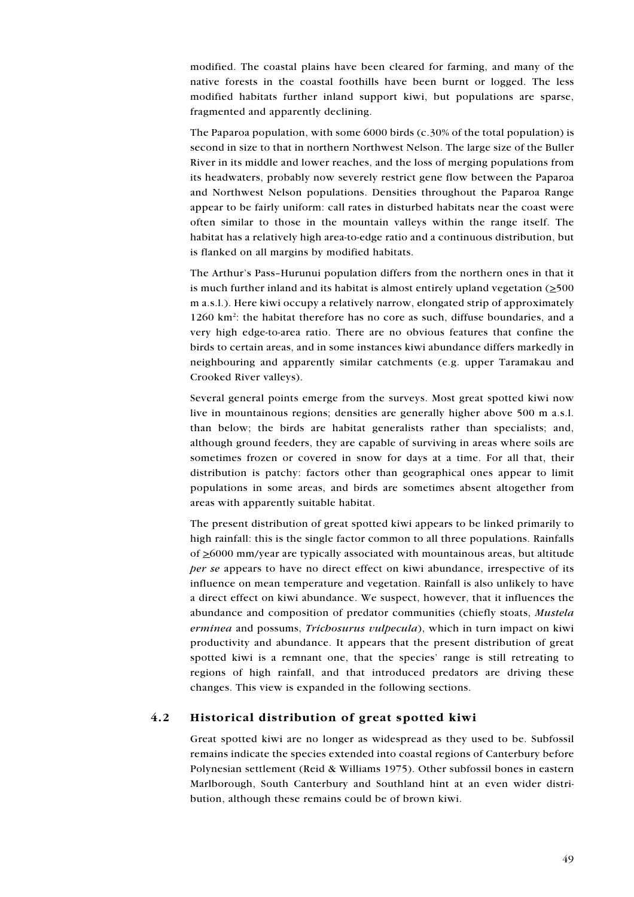modified. The coastal plains have been cleared for farming, and many of the native forests in the coastal foothills have been burnt or logged. The less modified habitats further inland support kiwi, but populations are sparse, fragmented and apparently declining.

The Paparoa population, with some 6000 birds (c.30% of the total population) is second in size to that in northern Northwest Nelson. The large size of the Buller River in its middle and lower reaches, and the loss of merging populations from its headwaters, probably now severely restrict gene flow between the Paparoa and Northwest Nelson populations. Densities throughout the Paparoa Range appear to be fairly uniform: call rates in disturbed habitats near the coast were often similar to those in the mountain valleys within the range itself. The habitat has a relatively high area-to-edge ratio and a continuous distribution, but is flanked on all margins by modified habitats.

The Arthur's Pass–Hurunui population differs from the northern ones in that it is much further inland and its habitat is almost entirely upland vegetation ($\geq$500 m a.s.l.). Here kiwi occupy a relatively narrow, elongated strip of approximately 1260 km$^2$: the habitat therefore has no core as such, diffuse boundaries, and a very high edge-to-area ratio. There are no obvious features that confine the birds to certain areas, and in some instances kiwi abundance differs markedly in neighbouring and apparently similar catchments (e.g. upper Taramakau and Crooked River valleys).

Several general points emerge from the surveys. Most great spotted kiwi now live in mountainous regions; densities are generally higher above 500 m a.s.l. than below; the birds are habitat generalists rather than specialists; and, although ground feeders, they are capable of surviving in areas where soils are sometimes frozen or covered in snow for days at a time. For all that, their distribution is patchy: factors other than geographical ones appear to limit populations in some areas, and birds are sometimes absent altogether from areas with apparently suitable habitat.

The present distribution of great spotted kiwi appears to be linked primarily to high rainfall: this is the single factor common to all three populations. Rainfalls of $\geq$6000 mm/year are typically associated with mountainous areas, but altitude *per se* appears to have no direct effect on kiwi abundance, irrespective of its influence on mean temperature and vegetation. Rainfall is also unlikely to have a direct effect on kiwi abundance. We suspect, however, that it influences the abundance and composition of predator communities (chiefly stoats, *Mustela erminea* and possums, *Trichosurus vulpecula*), which in turn impact on kiwi productivity and abundance. It appears that the present distribution of great spotted kiwi is a remnant one, that the species' range is still retreating to regions of high rainfall, and that introduced predators are driving these changes. This view is expanded in the following sections.

## 4.2 Historical distribution of great spotted kiwi

Great spotted kiwi are no longer as widespread as they used to be. Subfossil remains indicate the species extended into coastal regions of Canterbury before Polynesian settlement (Reid & Williams 1975). Other subfossil bones in eastern Marlborough, South Canterbury and Southland hint at an even wider distribution, although these remains could be of brown kiwi.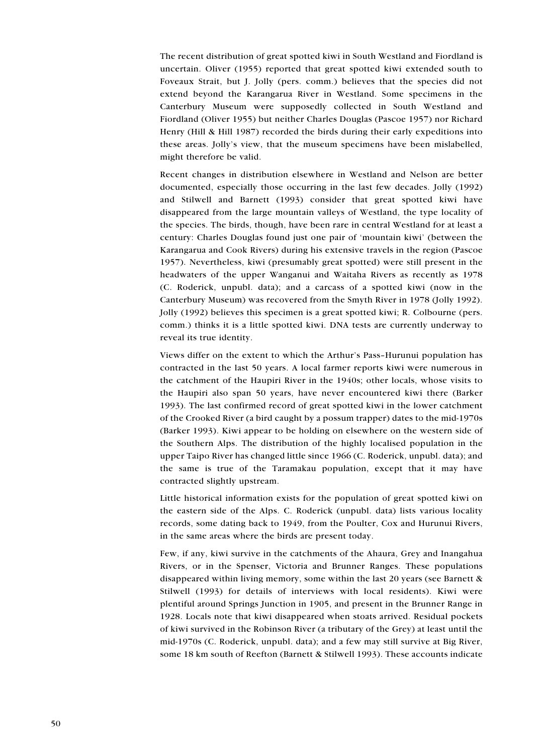The recent distribution of great spotted kiwi in South Westland and Fiordland is uncertain. Oliver (1955) reported that great spotted kiwi extended south to Foveaux Strait, but J. Jolly (pers. comm.) believes that the species did not extend beyond the Karangarua River in Westland. Some specimens in the Canterbury Museum were supposedly collected in South Westland and Fiordland (Oliver 1955) but neither Charles Douglas (Pascoe 1957) nor Richard Henry (Hill & Hill 1987) recorded the birds during their early expeditions into these areas. Jolly's view, that the museum specimens have been mislabelled, might therefore be valid.

Recent changes in distribution elsewhere in Westland and Nelson are better documented, especially those occurring in the last few decades. Jolly (1992) and Stilwell and Barnett (1993) consider that great spotted kiwi have disappeared from the large mountain valleys of Westland, the type locality of the species. The birds, though, have been rare in central Westland for at least a century: Charles Douglas found just one pair of 'mountain kiwi' (between the Karangarua and Cook Rivers) during his extensive travels in the region (Pascoe 1957). Nevertheless, kiwi (presumably great spotted) were still present in the headwaters of the upper Wanganui and Waitaha Rivers as recently as 1978 (C. Roderick, unpubl. data); and a carcass of a spotted kiwi (now in the Canterbury Museum) was recovered from the Smyth River in 1978 (Jolly 1992). Jolly (1992) believes this specimen is a great spotted kiwi; R. Colbourne (pers. comm.) thinks it is a little spotted kiwi. DNA tests are currently underway to reveal its true identity.

Views differ on the extent to which the Arthur's Pass–Hurunui population has contracted in the last 50 years. A local farmer reports kiwi were numerous in the catchment of the Haupiri River in the 1940s; other locals, whose visits to the Haupiri also span 50 years, have never encountered kiwi there (Barker 1993). The last confirmed record of great spotted kiwi in the lower catchment of the Crooked River (a bird caught by a possum trapper) dates to the mid-1970s (Barker 1993). Kiwi appear to be holding on elsewhere on the western side of the Southern Alps. The distribution of the highly localised population in the upper Taipo River has changed little since 1966 (C. Roderick, unpubl. data); and the same is true of the Taramakau population, except that it may have contracted slightly upstream.

Little historical information exists for the population of great spotted kiwi on the eastern side of the Alps. C. Roderick (unpubl. data) lists various locality records, some dating back to 1949, from the Poulter, Cox and Hurunui Rivers, in the same areas where the birds are present today.

Few, if any, kiwi survive in the catchments of the Ahaura, Grey and Inangahua Rivers, or in the Spenser, Victoria and Brunner Ranges. These populations disappeared within living memory, some within the last 20 years (see Barnett & Stilwell (1993) for details of interviews with local residents). Kiwi were plentiful around Springs Junction in 1905, and present in the Brunner Range in 1928. Locals note that kiwi disappeared when stoats arrived. Residual pockets of kiwi survived in the Robinson River (a tributary of the Grey) at least until the mid-1970s (C. Roderick, unpubl. data); and a few may still survive at Big River, some 18 km south of Reefton (Barnett & Stilwell 1993). These accounts indicate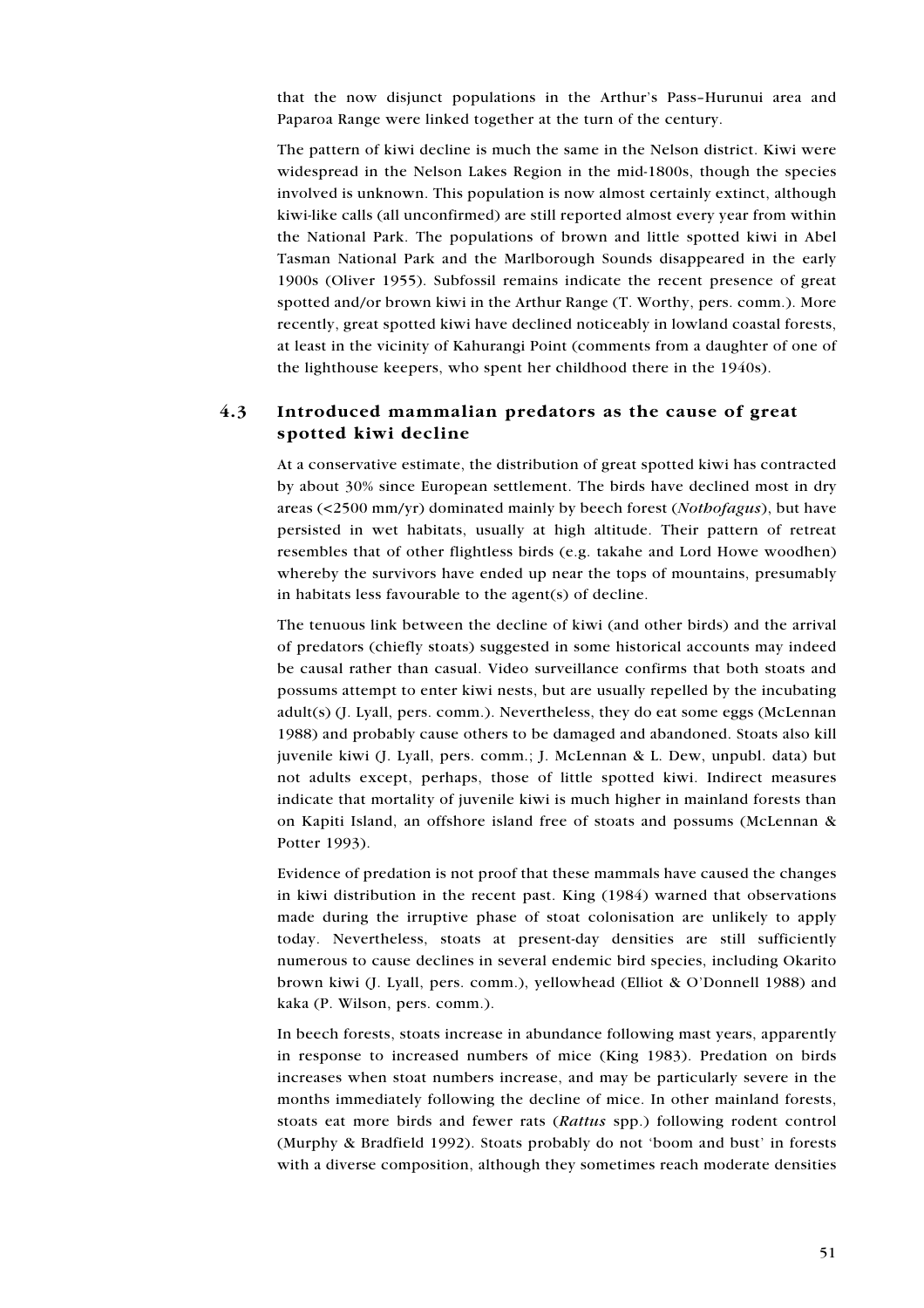that the now disjunct populations in the Arthur's Pass–Hurunui area and Paparoa Range were linked together at the turn of the century.

The pattern of kiwi decline is much the same in the Nelson district. Kiwi were widespread in the Nelson Lakes Region in the mid-1800s, though the species involved is unknown. This population is now almost certainly extinct, although kiwi-like calls (all unconfirmed) are still reported almost every year from within the National Park. The populations of brown and little spotted kiwi in Abel Tasman National Park and the Marlborough Sounds disappeared in the early 1900s (Oliver 1955). Subfossil remains indicate the recent presence of great spotted and/or brown kiwi in the Arthur Range (T. Worthy, pers. comm.). More recently, great spotted kiwi have declined noticeably in lowland coastal forests, at least in the vicinity of Kahurangi Point (comments from a daughter of one of the lighthouse keepers, who spent her childhood there in the 1940s).

## 4.3 Introduced mammalian predators as the cause of great spotted kiwi decline

At a conservative estimate, the distribution of great spotted kiwi has contracted by about 30% since European settlement. The birds have declined most in dry areas (<2500 mm/yr) dominated mainly by beech forest (*Nothofagus*), but have persisted in wet habitats, usually at high altitude. Their pattern of retreat resembles that of other flightless birds (e.g. takahe and Lord Howe woodhen) whereby the survivors have ended up near the tops of mountains, presumably in habitats less favourable to the agent(s) of decline.

The tenuous link between the decline of kiwi (and other birds) and the arrival of predators (chiefly stoats) suggested in some historical accounts may indeed be causal rather than casual. Video surveillance confirms that both stoats and possums attempt to enter kiwi nests, but are usually repelled by the incubating adult(s) (J. Lyall, pers. comm.). Nevertheless, they do eat some eggs (McLennan 1988) and probably cause others to be damaged and abandoned. Stoats also kill juvenile kiwi (J. Lyall, pers. comm.; J. McLennan & L. Dew, unpubl. data) but not adults except, perhaps, those of little spotted kiwi. Indirect measures indicate that mortality of juvenile kiwi is much higher in mainland forests than on Kapiti Island, an offshore island free of stoats and possums (McLennan & Potter 1993).

Evidence of predation is not proof that these mammals have caused the changes in kiwi distribution in the recent past. King (1984) warned that observations made during the irruptive phase of stoat colonisation are unlikely to apply today. Nevertheless, stoats at present-day densities are still sufficiently numerous to cause declines in several endemic bird species, including Okarito brown kiwi (J. Lyall, pers. comm.), yellowhead (Elliot & O'Donnell 1988) and kaka (P. Wilson, pers. comm.).

In beech forests, stoats increase in abundance following mast years, apparently in response to increased numbers of mice (King 1983). Predation on birds increases when stoat numbers increase, and may be particularly severe in the months immediately following the decline of mice. In other mainland forests, stoats eat more birds and fewer rats (*Rattus* spp.) following rodent control (Murphy & Bradfield 1992). Stoats probably do not 'boom and bust' in forests with a diverse composition, although they sometimes reach moderate densities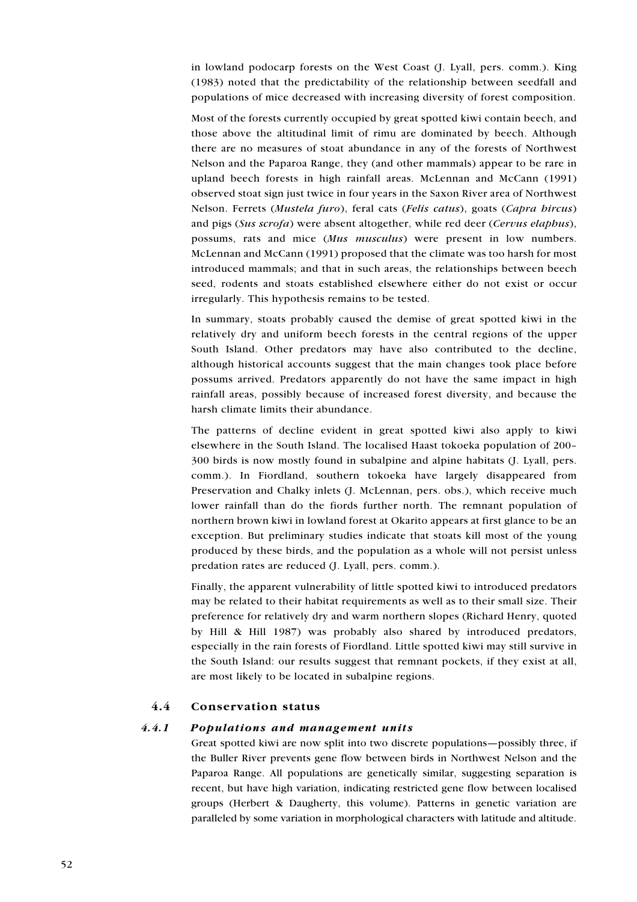in lowland podocarp forests on the West Coast (J. Lyall, pers. comm.). King (1983) noted that the predictability of the relationship between seedfall and populations of mice decreased with increasing diversity of forest composition.

Most of the forests currently occupied by great spotted kiwi contain beech, and those above the altitudinal limit of rimu are dominated by beech. Although there are no measures of stoat abundance in any of the forests of Northwest Nelson and the Paparoa Range, they (and other mammals) appear to be rare in upland beech forests in high rainfall areas. McLennan and McCann (1991) observed stoat sign just twice in four years in the Saxon River area of Northwest Nelson. Ferrets (*Mustela furo*), feral cats (*Felis catus*), goats (*Capra hircus*) and pigs (*Sus scrofa*) were absent altogether, while red deer (*Cervus elaphus*), possums, rats and mice (*Mus musculus*) were present in low numbers. McLennan and McCann (1991) proposed that the climate was too harsh for most introduced mammals; and that in such areas, the relationships between beech seed, rodents and stoats established elsewhere either do not exist or occur irregularly. This hypothesis remains to be tested.

In summary, stoats probably caused the demise of great spotted kiwi in the relatively dry and uniform beech forests in the central regions of the upper South Island. Other predators may have also contributed to the decline, although historical accounts suggest that the main changes took place before possums arrived. Predators apparently do not have the same impact in high rainfall areas, possibly because of increased forest diversity, and because the harsh climate limits their abundance.

The patterns of decline evident in great spotted kiwi also apply to kiwi elsewhere in the South Island. The localised Haast tokoeka population of 200–300 birds is now mostly found in subalpine and alpine habitats (J. Lyall, pers. comm.). In Fiordland, southern tokoeka have largely disappeared from Preservation and Chalky inlets (J. McLennan, pers. obs.), which receive much lower rainfall than do the fiords further north. The remnant population of northern brown kiwi in lowland forest at Okarito appears at first glance to be an exception. But preliminary studies indicate that stoats kill most of the young produced by these birds, and the population as a whole will not persist unless predation rates are reduced (J. Lyall, pers. comm.).

Finally, the apparent vulnerability of little spotted kiwi to introduced predators may be related to their habitat requirements as well as to their small size. Their preference for relatively dry and warm northern slopes (Richard Henry, quoted by Hill & Hill 1987) was probably also shared by introduced predators, especially in the rain forests of Fiordland. Little spotted kiwi may still survive in the South Island: our results suggest that remnant pockets, if they exist at all, are most likely to be located in subalpine regions.

## 4.4 Conservation status

### *4.4.1 Populations and management units*

Great spotted kiwi are now split into two discrete populations—possibly three, if the Buller River prevents gene flow between birds in Northwest Nelson and the Paparoa Range. All populations are genetically similar, suggesting separation is recent, but have high variation, indicating restricted gene flow between localised groups (Herbert & Daugherty, this volume). Patterns in genetic variation are paralleled by some variation in morphological characters with latitude and altitude.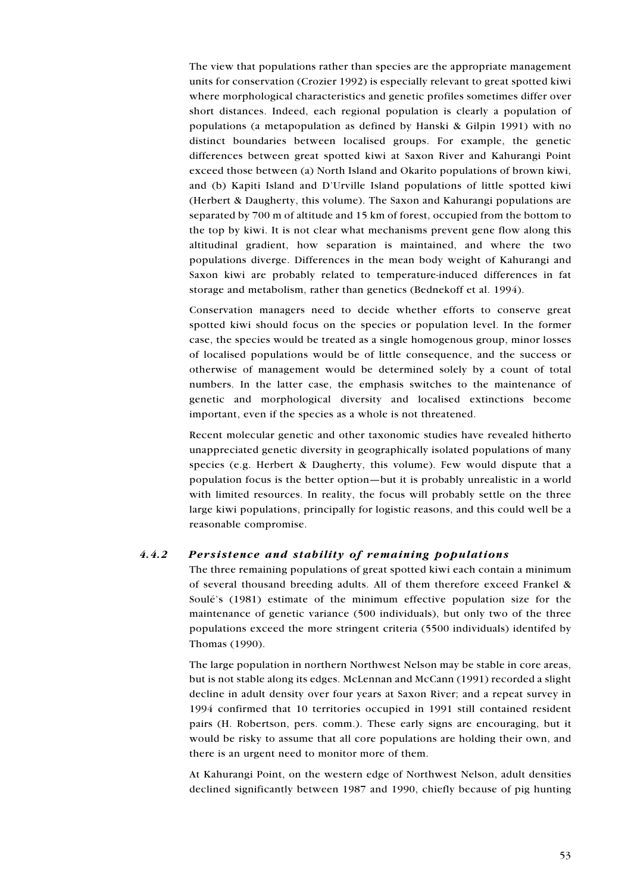The view that populations rather than species are the appropriate management units for conservation (Crozier 1992) is especially relevant to great spotted kiwi where morphological characteristics and genetic profiles sometimes differ over short distances. Indeed, each regional population is clearly a population of populations (a metapopulation as defined by Hanski & Gilpin 1991) with no distinct boundaries between localised groups. For example, the genetic differences between great spotted kiwi at Saxon River and Kahurangi Point exceed those between (a) North Island and Okarito populations of brown kiwi, and (b) Kapiti Island and D'Urville Island populations of little spotted kiwi (Herbert & Daugherty, this volume). The Saxon and Kahurangi populations are separated by 700 m of altitude and 15 km of forest, occupied from the bottom to the top by kiwi. It is not clear what mechanisms prevent gene flow along this altitudinal gradient, how separation is maintained, and where the two populations diverge. Differences in the mean body weight of Kahurangi and Saxon kiwi are probably related to temperature-induced differences in fat storage and metabolism, rather than genetics (Bednekoff et al. 1994).

Conservation managers need to decide whether efforts to conserve great spotted kiwi should focus on the species or population level. In the former case, the species would be treated as a single homogenous group, minor losses of localised populations would be of little consequence, and the success or otherwise of management would be determined solely by a count of total numbers. In the latter case, the emphasis switches to the maintenance of genetic and morphological diversity and localised extinctions become important, even if the species as a whole is not threatened.

Recent molecular genetic and other taxonomic studies have revealed hitherto unappreciated genetic diversity in geographically isolated populations of many species (e.g. Herbert & Daugherty, this volume). Few would dispute that a population focus is the better option—but it is probably unrealistic in a world with limited resources. In reality, the focus will probably settle on the three large kiwi populations, principally for logistic reasons, and this could well be a reasonable compromise.

### *4.4.2 Persistence and stability of remaining populations*

The three remaining populations of great spotted kiwi each contain a minimum of several thousand breeding adults. All of them therefore exceed Frankel & Soulé's (1981) estimate of the minimum effective population size for the maintenance of genetic variance (500 individuals), but only two of the three populations exceed the more stringent criteria (5500 individuals) identifed by Thomas (1990).

The large population in northern Northwest Nelson may be stable in core areas, but is not stable along its edges. McLennan and McCann (1991) recorded a slight decline in adult density over four years at Saxon River; and a repeat survey in 1994 confirmed that 10 territories occupied in 1991 still contained resident pairs (H. Robertson, pers. comm.). These early signs are encouraging, but it would be risky to assume that all core populations are holding their own, and there is an urgent need to monitor more of them.

At Kahurangi Point, on the western edge of Northwest Nelson, adult densities declined significantly between 1987 and 1990, chiefly because of pig hunting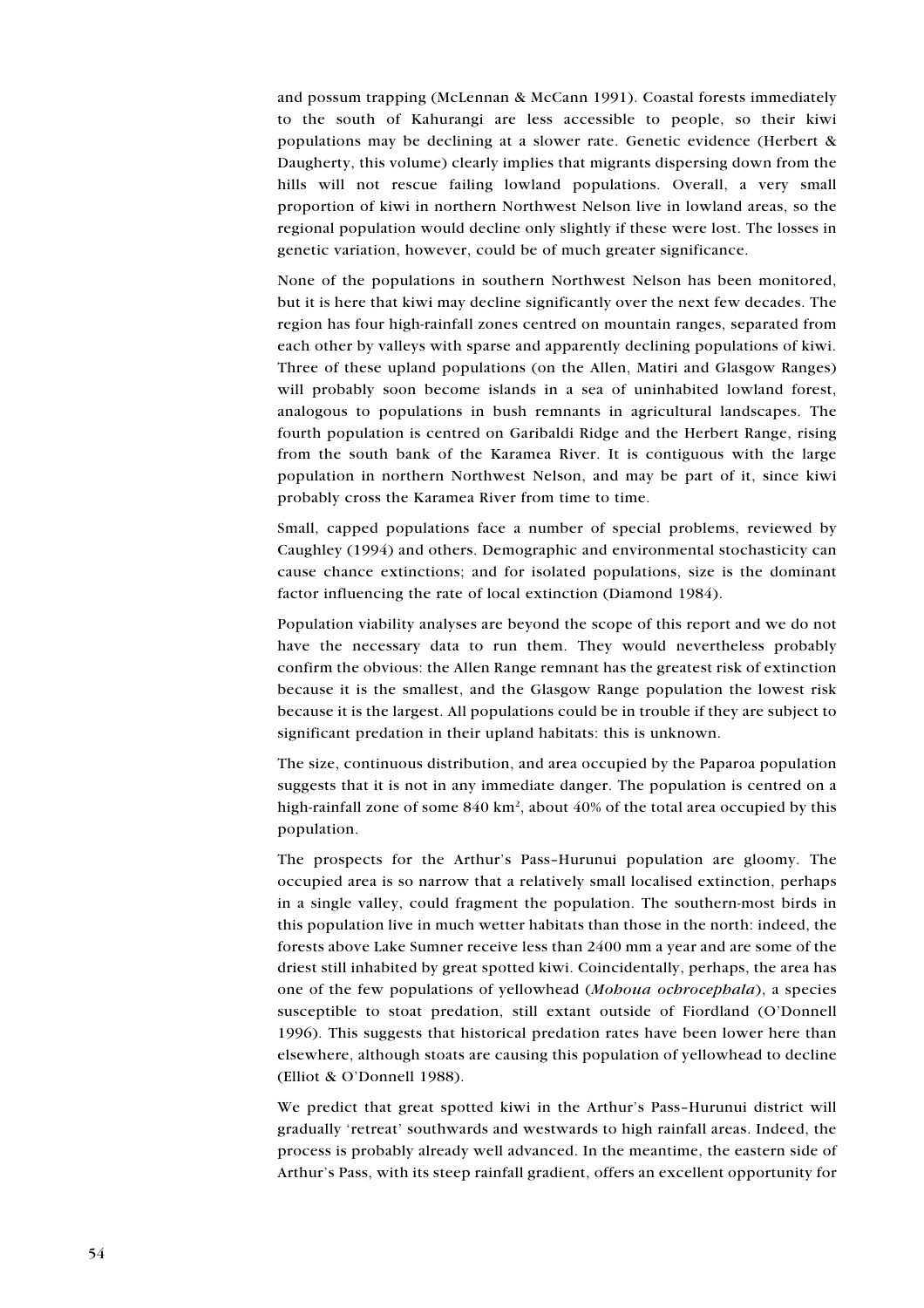and possum trapping (McLennan & McCann 1991). Coastal forests immediately to the south of Kahurangi are less accessible to people, so their kiwi populations may be declining at a slower rate. Genetic evidence (Herbert & Daugherty, this volume) clearly implies that migrants dispersing down from the hills will not rescue failing lowland populations. Overall, a very small proportion of kiwi in northern Northwest Nelson live in lowland areas, so the regional population would decline only slightly if these were lost. The losses in genetic variation, however, could be of much greater significance.

None of the populations in southern Northwest Nelson has been monitored, but it is here that kiwi may decline significantly over the next few decades. The region has four high-rainfall zones centred on mountain ranges, separated from each other by valleys with sparse and apparently declining populations of kiwi. Three of these upland populations (on the Allen, Matiri and Glasgow Ranges) will probably soon become islands in a sea of uninhabited lowland forest, analogous to populations in bush remnants in agricultural landscapes. The fourth population is centred on Garibaldi Ridge and the Herbert Range, rising from the south bank of the Karamea River. It is contiguous with the large population in northern Northwest Nelson, and may be part of it, since kiwi probably cross the Karamea River from time to time.

Small, capped populations face a number of special problems, reviewed by Caughley (1994) and others. Demographic and environmental stochasticity can cause chance extinctions; and for isolated populations, size is the dominant factor influencing the rate of local extinction (Diamond 1984).

Population viability analyses are beyond the scope of this report and we do not have the necessary data to run them. They would nevertheless probably confirm the obvious: the Allen Range remnant has the greatest risk of extinction because it is the smallest, and the Glasgow Range population the lowest risk because it is the largest. All populations could be in trouble if they are subject to significant predation in their upland habitats: this is unknown.

The size, continuous distribution, and area occupied by the Paparoa population suggests that it is not in any immediate danger. The population is centred on a high-rainfall zone of some 840 km$^2$, about 40% of the total area occupied by this population.

The prospects for the Arthur's Pass–Hurunui population are gloomy. The occupied area is so narrow that a relatively small localised extinction, perhaps in a single valley, could fragment the population. The southern-most birds in this population live in much wetter habitats than those in the north: indeed, the forests above Lake Sumner receive less than 2400 mm a year and are some of the driest still inhabited by great spotted kiwi. Coincidentally, perhaps, the area has one of the few populations of yellowhead (*Mohoua ochrocephala*), a species susceptible to stoat predation, still extant outside of Fiordland (O'Donnell 1996). This suggests that historical predation rates have been lower here than elsewhere, although stoats are causing this population of yellowhead to decline (Elliot & O'Donnell 1988).

We predict that great spotted kiwi in the Arthur's Pass–Hurunui district will gradually 'retreat' southwards and westwards to high rainfall areas. Indeed, the process is probably already well advanced. In the meantime, the eastern side of Arthur's Pass, with its steep rainfall gradient, offers an excellent opportunity for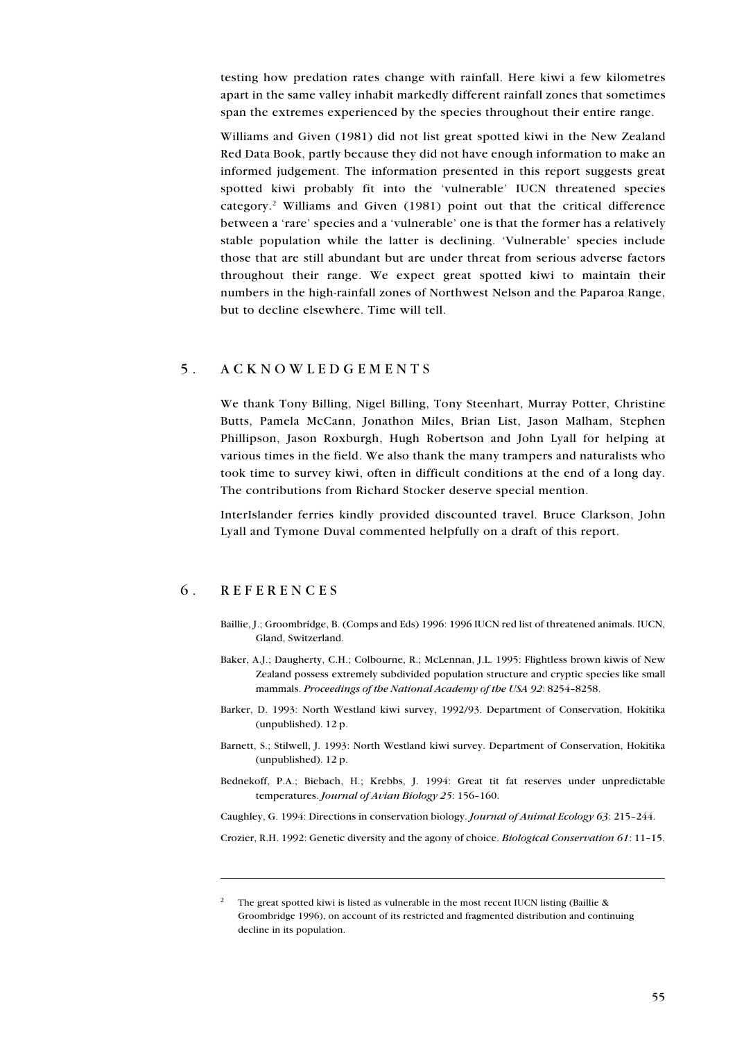testing how predation rates change with rainfall. Here kiwi a few kilometres apart in the same valley inhabit markedly different rainfall zones that sometimes span the extremes experienced by the species throughout their entire range.

Williams and Given (1981) did not list great spotted kiwi in the New Zealand Red Data Book, partly because they did not have enough information to make an informed judgement. The information presented in this report suggests great spotted kiwi probably fit into the 'vulnerable' IUCN threatened species category.[2] Williams and Given (1981) point out that the critical difference between a 'rare' species and a 'vulnerable' one is that the former has a relatively stable population while the latter is declining. 'Vulnerable' species include those that are still abundant but are under threat from serious adverse factors throughout their range. We expect great spotted kiwi to maintain their numbers in the high-rainfall zones of Northwest Nelson and the Paparoa Range, but to decline elsewhere. Time will tell.

## 5. ACKNOWLEDGEMENTS

We thank Tony Billing, Nigel Billing, Tony Steenhart, Murray Potter, Christine Butts, Pamela McCann, Jonathon Miles, Brian List, Jason Malham, Stephen Phillipson, Jason Roxburgh, Hugh Robertson and John Lyall for helping at various times in the field. We also thank the many trampers and naturalists who took time to survey kiwi, often in difficult conditions at the end of a long day. The contributions from Richard Stocker deserve special mention.

InterIslander ferries kindly provided discounted travel. Bruce Clarkson, John Lyall and Tymone Duval commented helpfully on a draft of this report.

## 6. REFERENCES

Baillie, J.; Groombridge, B. (Comps and Eds) 1996: 1996 IUCN red list of threatened animals. IUCN, Gland, Switzerland.

Baker, A.J.; Daugherty, C.H.; Colbourne, R.; McLennan, J.L. 1995: Flightless brown kiwis of New Zealand possess extremely subdivided population structure and cryptic species like small mammals. *Proceedings of the National Academy of the USA 92*: 8254–8258.

Barker, D. 1993: North Westland kiwi survey, 1992/93. Department of Conservation, Hokitika (unpublished). 12 p.

Barnett, S.; Stilwell, J. 1993: North Westland kiwi survey. Department of Conservation, Hokitika (unpublished). 12 p.

Bednekoff, P.A.; Biebach, H.; Krebbs, J. 1994: Great tit fat reserves under unpredictable temperatures. *Journal of Avian Biology 25*: 156–160.

Caughley, G. 1994: Directions in conservation biology. *Journal of Animal Ecology 63*: 215–244.

Crozier, R.H. 1992: Genetic diversity and the agony of choice. *Biological Conservation 61*: 11–15.

---

[2] The great spotted kiwi is listed as vulnerable in the most recent IUCN listing (Baillie & Groombridge 1996), on account of its restricted and fragmented distribution and continuing decline in its population.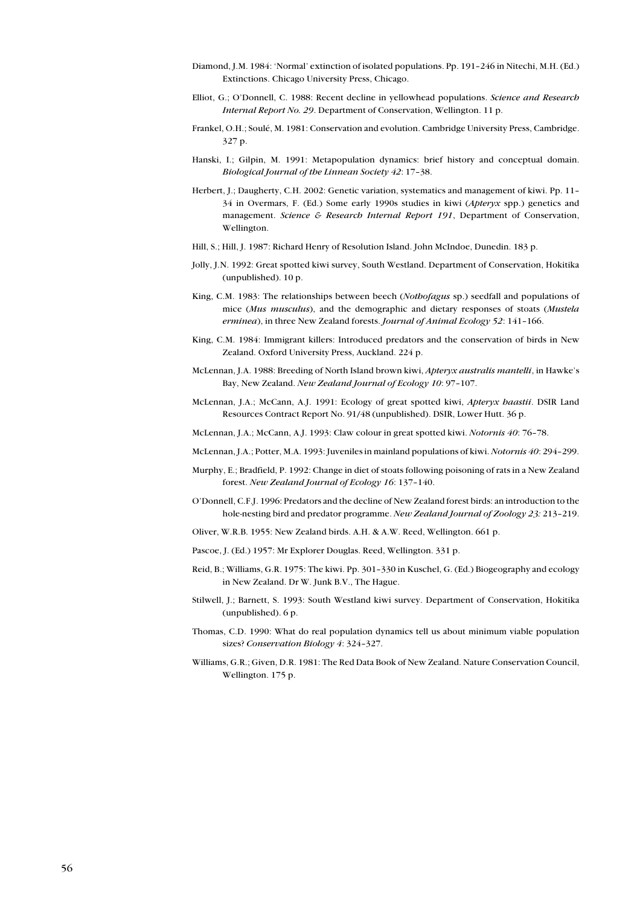Diamond, J.M. 1984: 'Normal' extinction of isolated populations. Pp. 191–246 in Nitechi, M.H. (Ed.) Extinctions. Chicago University Press, Chicago.

Elliot, G.; O'Donnell, C. 1988: Recent decline in yellowhead populations. *Science and Research Internal Report No. 29*. Department of Conservation, Wellington. 11 p.

Frankel, O.H.; Soulé, M. 1981: Conservation and evolution. Cambridge University Press, Cambridge. 327 p.

Hanski, I.; Gilpin, M. 1991: Metapopulation dynamics: brief history and conceptual domain. *Biological Journal of the Linnean Society 42*: 17–38.

Herbert, J.; Daugherty, C.H. 2002: Genetic variation, systematics and management of kiwi. Pp. 11–34 in Overmars, F. (Ed.) Some early 1990s studies in kiwi (*Apteryx* spp.) genetics and management. *Science & Research Internal Report 191*, Department of Conservation, Wellington.

Hill, S.; Hill, J. 1987: Richard Henry of Resolution Island. John McIndoe, Dunedin. 183 p.

Jolly, J.N. 1992: Great spotted kiwi survey, South Westland. Department of Conservation, Hokitika (unpublished). 10 p.

King, C.M. 1983: The relationships between beech (*Nothofagus* sp.) seedfall and populations of mice (*Mus musculus*), and the demographic and dietary responses of stoats (*Mustela erminea*), in three New Zealand forests. *Journal of Animal Ecology 52*: 141–166.

King, C.M. 1984: Immigrant killers: Introduced predators and the conservation of birds in New Zealand. Oxford University Press, Auckland. 224 p.

McLennan, J.A. 1988: Breeding of North Island brown kiwi, *Apteryx australis mantelli*, in Hawke's Bay, New Zealand. *New Zealand Journal of Ecology 10*: 97–107.

McLennan, J.A.; McCann, A.J. 1991: Ecology of great spotted kiwi, *Apteryx haastii*. DSIR Land Resources Contract Report No. 91/48 (unpublished). DSIR, Lower Hutt. 36 p.

McLennan, J.A.; McCann, A.J. 1993: Claw colour in great spotted kiwi. *Notornis 40*: 76–78.

McLennan, J.A.; Potter, M.A. 1993: Juveniles in mainland populations of kiwi. *Notornis 40*: 294–299.

Murphy, E.; Bradfield, P. 1992: Change in diet of stoats following poisoning of rats in a New Zealand forest. *New Zealand Journal of Ecology 16*: 137–140.

O'Donnell, C.F.J. 1996: Predators and the decline of New Zealand forest birds: an introduction to the hole-nesting bird and predator programme. *New Zealand Journal of Zoology 23:* 213–219.

Oliver, W.R.B. 1955: New Zealand birds. A.H. & A.W. Reed, Wellington. 661 p.

Pascoe, J. (Ed.) 1957: Mr Explorer Douglas. Reed, Wellington. 331 p.

Reid, B.; Williams, G.R. 1975: The kiwi. Pp. 301–330 in Kuschel, G. (Ed.) Biogeography and ecology in New Zealand. Dr W. Junk B.V., The Hague.

Stilwell, J.; Barnett, S. 1993: South Westland kiwi survey. Department of Conservation, Hokitika (unpublished). 6 p.

Thomas, C.D. 1990: What do real population dynamics tell us about minimum viable population sizes? *Conservation Biology 4*: 324–327.

Williams, G.R.; Given, D.R. 1981: The Red Data Book of New Zealand. Nature Conservation Council, Wellington. 175 p.